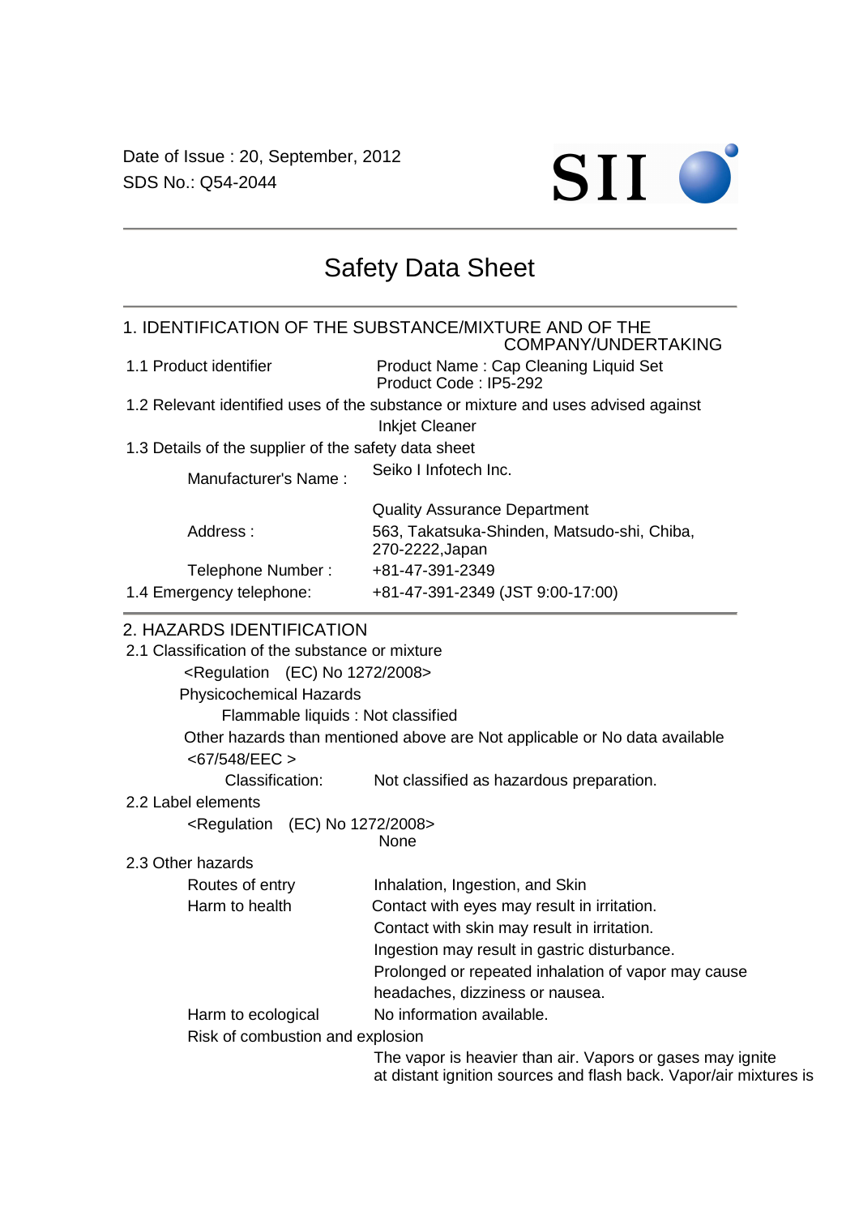Date of Issue : 20, September, 2012
SDS No.: Q54-2044

SII

# Safety Data Sheet

## 1. IDENTIFICATION OF THE SUBSTANCE/MIXTURE AND OF THE COMPANY/UNDERTAKING

1.1 Product identifier

Product Name : Cap Cleaning Liquid Set
Product Code : IP5-292

1.2 Relevant identified uses of the substance or mixture and uses advised against

Inkjet Cleaner

1.3 Details of the supplier of the safety data sheet

| | |
|---|---|
| Manufacturer's Name : | Seiko I Infotech Inc. |
| Address : | Quality Assurance Department<br>563, Takatsuka-Shinden, Matsudo-shi, Chiba, 270-2222,Japan |
| Telephone Number : | +81-47-391-2349 |

1.4 Emergency telephone: +81-47-391-2349 (JST 9:00-17:00)

## 2. HAZARDS IDENTIFICATION

2.1 Classification of the substance or mixture

<Regulation (EC) No 1272/2008>

Physicochemical Hazards

Flammable liquids : Not classified

Other hazards than mentioned above are Not applicable or No data available

<67/548/EEC >

Classification: Not classified as hazardous preparation.

2.2 Label elements

<Regulation (EC) No 1272/2008>

None

2.3 Other hazards

| | |
|---|---|
| Routes of entry | Inhalation, Ingestion, and Skin |
| Harm to health | Contact with eyes may result in irritation.<br>Contact with skin may result in irritation.<br>Ingestion may result in gastric disturbance.<br>Prolonged or repeated inhalation of vapor may cause headaches, dizziness or nausea. |
| Harm to ecological | No information available. |

Risk of combustion and explosion

The vapor is heavier than air. Vapors or gases may ignite at distant ignition sources and flash back. Vapor/air mixtures is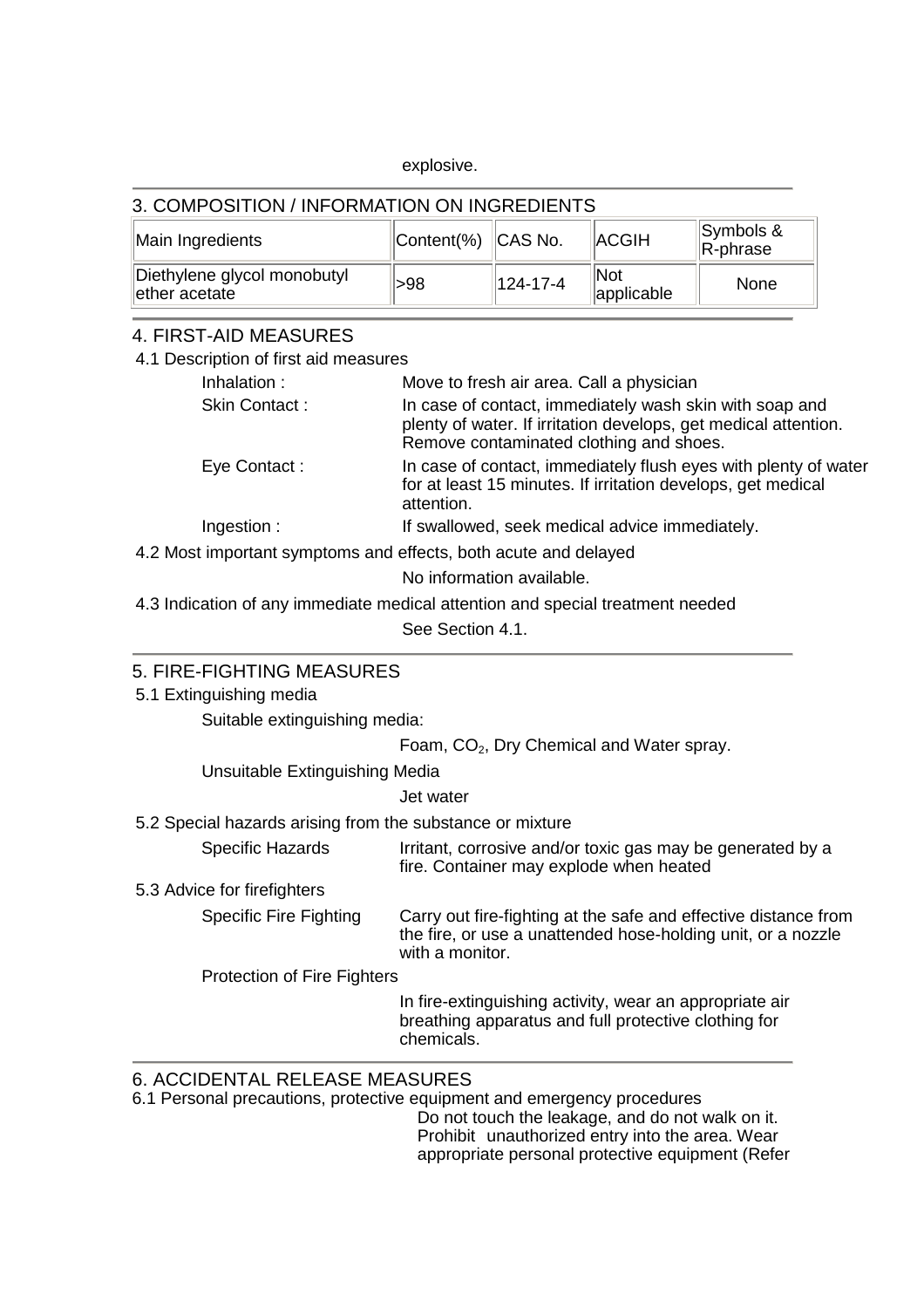explosive.

## 3. COMPOSITION / INFORMATION ON INGREDIENTS

| Main Ingredients | Content(%) | CAS No. | ACGIH | Symbols & R-phrase |
|---|---|---|---|---|
| Diethylene glycol monobutyl ether acetate | >98 | 124-17-4 | Not applicable | None |

## 4. FIRST-AID MEASURES

4.1 Description of first aid measures

Inhalation : Move to fresh air area. Call a physician

Skin Contact : In case of contact, immediately wash skin with soap and plenty of water. If irritation develops, get medical attention. Remove contaminated clothing and shoes.

Eye Contact : In case of contact, immediately flush eyes with plenty of water for at least 15 minutes. If irritation develops, get medical attention.

Ingestion : If swallowed, seek medical advice immediately.

4.2 Most important symptoms and effects, both acute and delayed

No information available.

4.3 Indication of any immediate medical attention and special treatment needed

See Section 4.1.

## 5. FIRE-FIGHTING MEASURES

5.1 Extinguishing media

Suitable extinguishing media:

Foam, $CO_2$, Dry Chemical and Water spray.

Unsuitable Extinguishing Media

Jet water

5.2 Special hazards arising from the substance or mixture

Specific Hazards: Irritant, corrosive and/or toxic gas may be generated by a fire. Container may explode when heated

5.3 Advice for firefighters

Specific Fire Fighting: Carry out fire-fighting at the safe and effective distance from the fire, or use a unattended hose-holding unit, or a nozzle with a monitor.

Protection of Fire Fighters

In fire-extinguishing activity, wear an appropriate air breathing apparatus and full protective clothing for chemicals.

## 6. ACCIDENTAL RELEASE MEASURES

6.1 Personal precautions, protective equipment and emergency procedures

Do not touch the leakage, and do not walk on it. Prohibit unauthorized entry into the area. Wear appropriate personal protective equipment (Refer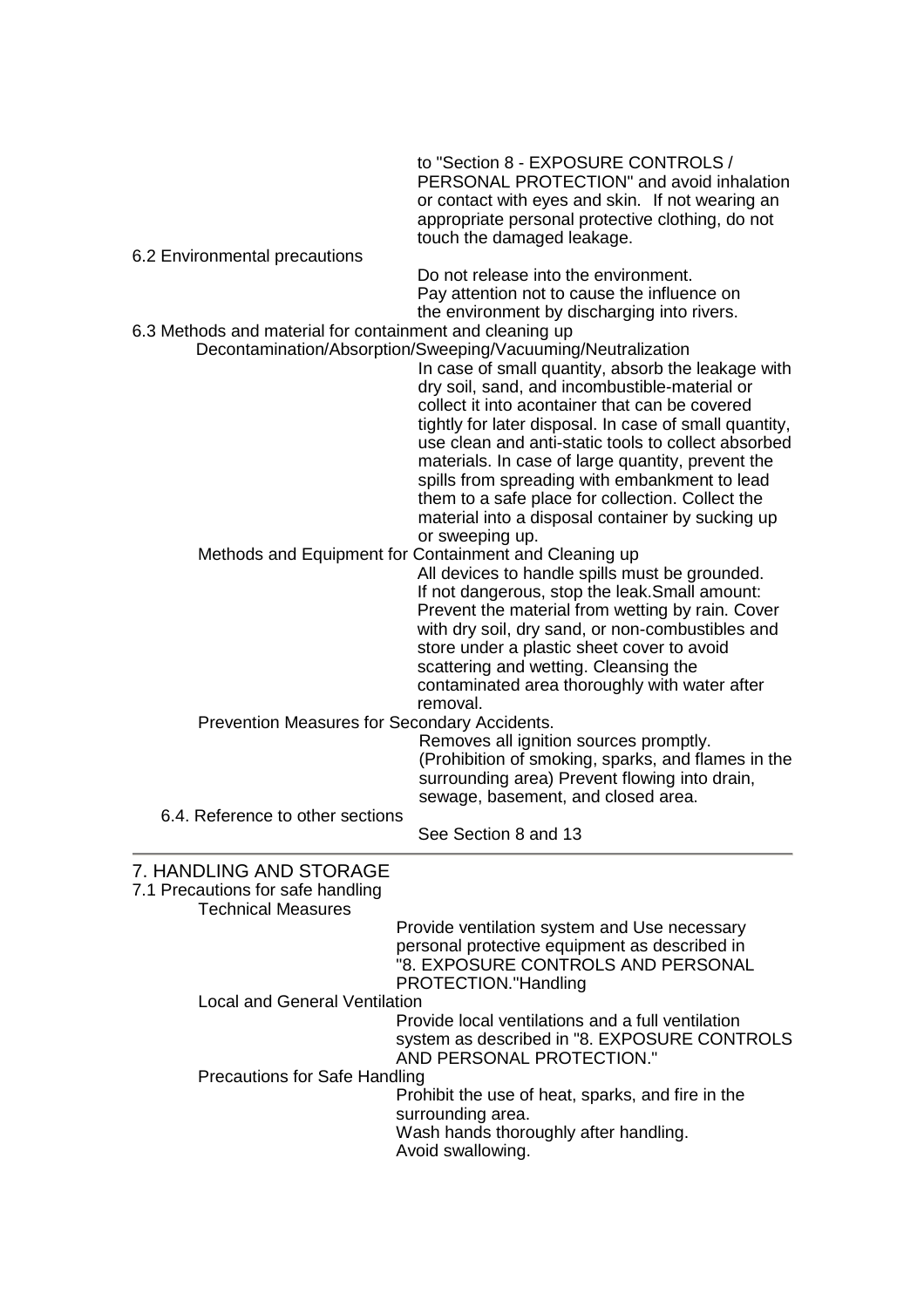to "Section 8 - EXPOSURE CONTROLS / PERSONAL PROTECTION" and avoid inhalation or contact with eyes and skin. If not wearing an appropriate personal protective clothing, do not touch the damaged leakage.

6.2 Environmental precautions

Do not release into the environment.
Pay attention not to cause the influence on the environment by discharging into rivers.

6.3 Methods and material for containment and cleaning up

Decontamination/Absorption/Sweeping/Vacuuming/Neutralization

In case of small quantity, absorb the leakage with dry soil, sand, and incombustible-material or collect it into acontainer that can be covered tightly for later disposal. In case of small quantity, use clean and anti-static tools to collect absorbed materials. In case of large quantity, prevent the spills from spreading with embankment to lead them to a safe place for collection. Collect the material into a disposal container by sucking up or sweeping up.

Methods and Equipment for Containment and Cleaning up

All devices to handle spills must be grounded.
If not dangerous, stop the leak.Small amount:
Prevent the material from wetting by rain. Cover with dry soil, dry sand, or non-combustibles and store under a plastic sheet cover to avoid scattering and wetting. Cleansing the contaminated area thoroughly with water after removal.

Prevention Measures for Secondary Accidents.

Removes all ignition sources promptly.
(Prohibition of smoking, sparks, and flames in the surrounding area) Prevent flowing into drain, sewage, basement, and closed area.

6.4. Reference to other sections

See Section 8 and 13

---

## 7. HANDLING AND STORAGE

7.1 Precautions for safe handling

Technical Measures

Provide ventilation system and Use necessary personal protective equipment as described in "8. EXPOSURE CONTROLS AND PERSONAL PROTECTION."Handling

Local and General Ventilation

Provide local ventilations and a full ventilation system as described in "8. EXPOSURE CONTROLS AND PERSONAL PROTECTION."

Precautions for Safe Handling

Prohibit the use of heat, sparks, and fire in the surrounding area.
Wash hands thoroughly after handling.
Avoid swallowing.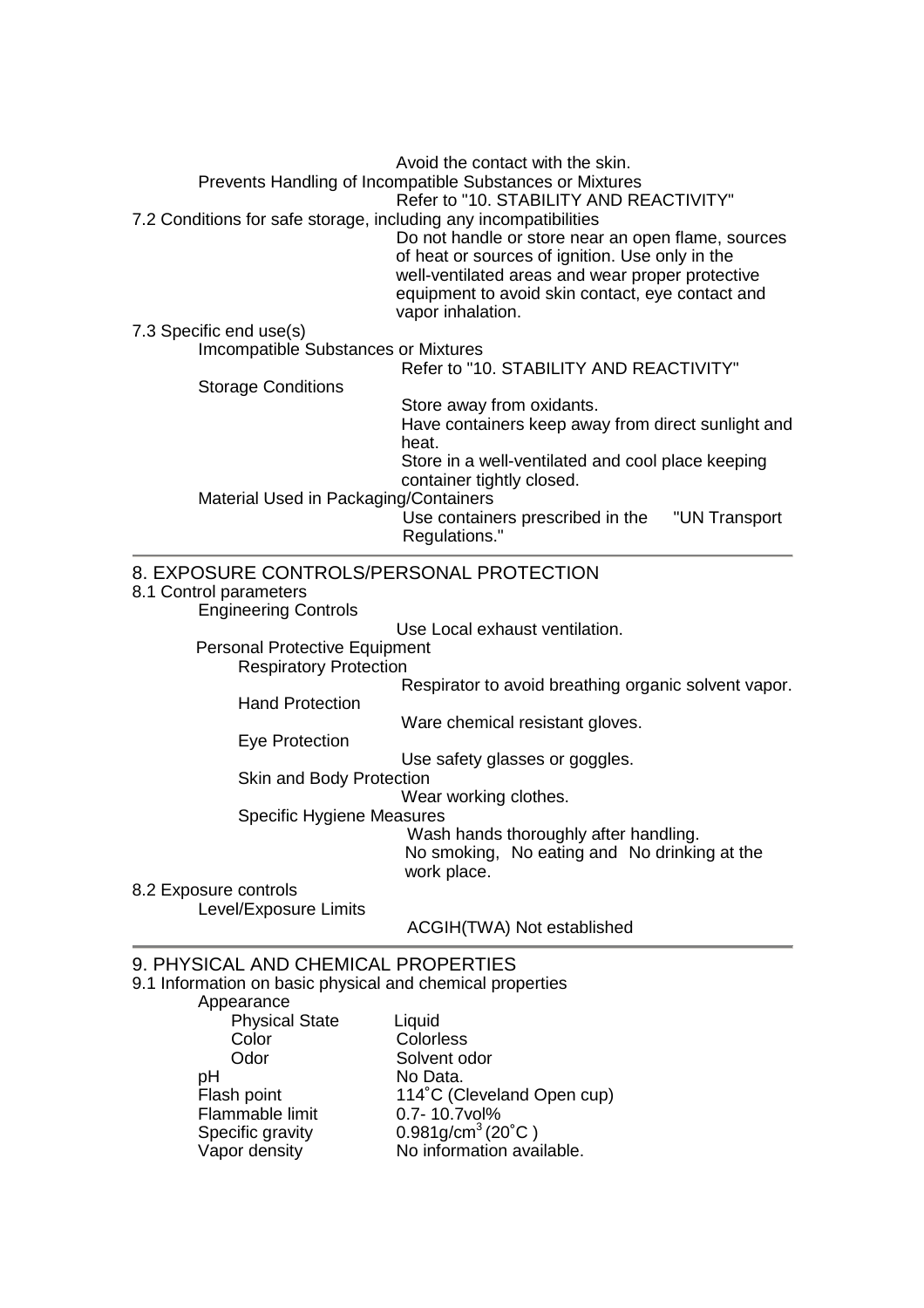Avoid the contact with the skin.

Prevents Handling of Incompatible Substances or Mixtures

Refer to "10. STABILITY AND REACTIVITY"

7.2 Conditions for safe storage, including any incompatibilities

Do not handle or store near an open flame, sources of heat or sources of ignition. Use only in the well-ventilated areas and wear proper protective equipment to avoid skin contact, eye contact and vapor inhalation.

7.3 Specific end use(s)

Imcompatible Substances or Mixtures

Refer to "10. STABILITY AND REACTIVITY"

Storage Conditions

Store away from oxidants.
Have containers keep away from direct sunlight and heat.
Store in a well-ventilated and cool place keeping container tightly closed.

Material Used in Packaging/Containers

Use containers prescribed in the "UN Transport Regulations."

## 8. EXPOSURE CONTROLS/PERSONAL PROTECTION

8.1 Control parameters

Engineering Controls

Use Local exhaust ventilation.

Personal Protective Equipment

Respiratory Protection

Respirator to avoid breathing organic solvent vapor.

Hand Protection

Ware chemical resistant gloves.

Eye Protection

Use safety glasses or goggles.

Skin and Body Protection

Wear working clothes.

Specific Hygiene Measures

Wash hands thoroughly after handling.
No smoking, No eating and No drinking at the work place.

8.2 Exposure controls

Level/Exposure Limits

ACGIH(TWA) Not established

## 9. PHYSICAL AND CHEMICAL PROPERTIES

9.1 Information on basic physical and chemical properties

Appearance

| | |
|---|---|
| Physical State | Liquid |
| Color | Colorless |
| Odor | Solvent odor |
| pH | No Data. |
| Flash point | 114˚C (Cleveland Open cup) |
| Flammable limit | 0.7- 10.7vol% |
| Specific gravity | 0.981g/cm$^3$ (20˚C ) |
| Vapor density | No information available. |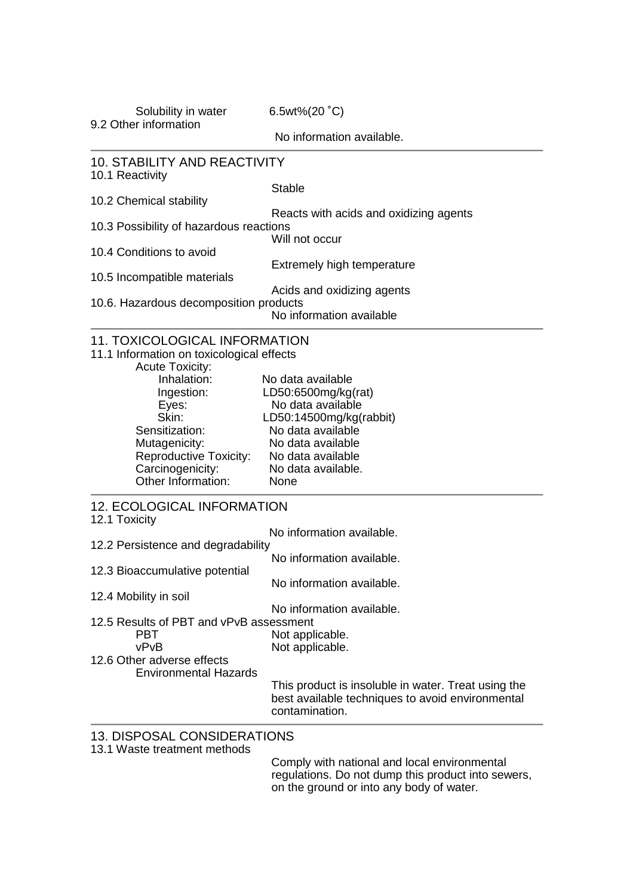Solubility in water 6.5wt%(20 ˚C)

9.2 Other information

No information available.

## 10. STABILITY AND REACTIVITY

10.1 Reactivity

Stable

10.2 Chemical stability

Reacts with acids and oxidizing agents

10.3 Possibility of hazardous reactions

Will not occur

10.4 Conditions to avoid

Extremely high temperature

10.5 Incompatible materials

Acids and oxidizing agents

10.6. Hazardous decomposition products

No information available

## 11. TOXICOLOGICAL INFORMATION

11.1 Information on toxicological effects

Acute Toxicity:

| | |
|---|---|
| Inhalation: | No data available |
| Ingestion: | LD50:6500mg/kg(rat) |
| Eyes: | No data available |
| Skin: | LD50:14500mg/kg(rabbit) |
| Sensitization: | No data available |
| Mutagenicity: | No data available |
| Reproductive Toxicity: | No data available |
| Carcinogenicity: | No data available. |
| Other Information: | None |

## 12. ECOLOGICAL INFORMATION

12.1 Toxicity

No information available.

12.2 Persistence and degradability

No information available.

12.3 Bioaccumulative potential

No information available.

12.4 Mobility in soil

No information available.

12.5 Results of PBT and vPvB assessment

| | |
|---|---|
| PBT | Not applicable. |
| vPvB | Not applicable. |

12.6 Other adverse effects

Environmental Hazards

This product is insoluble in water. Treat using the best available techniques to avoid environmental contamination.

## 13. DISPOSAL CONSIDERATIONS

13.1 Waste treatment methods

Comply with national and local environmental regulations. Do not dump this product into sewers, on the ground or into any body of water.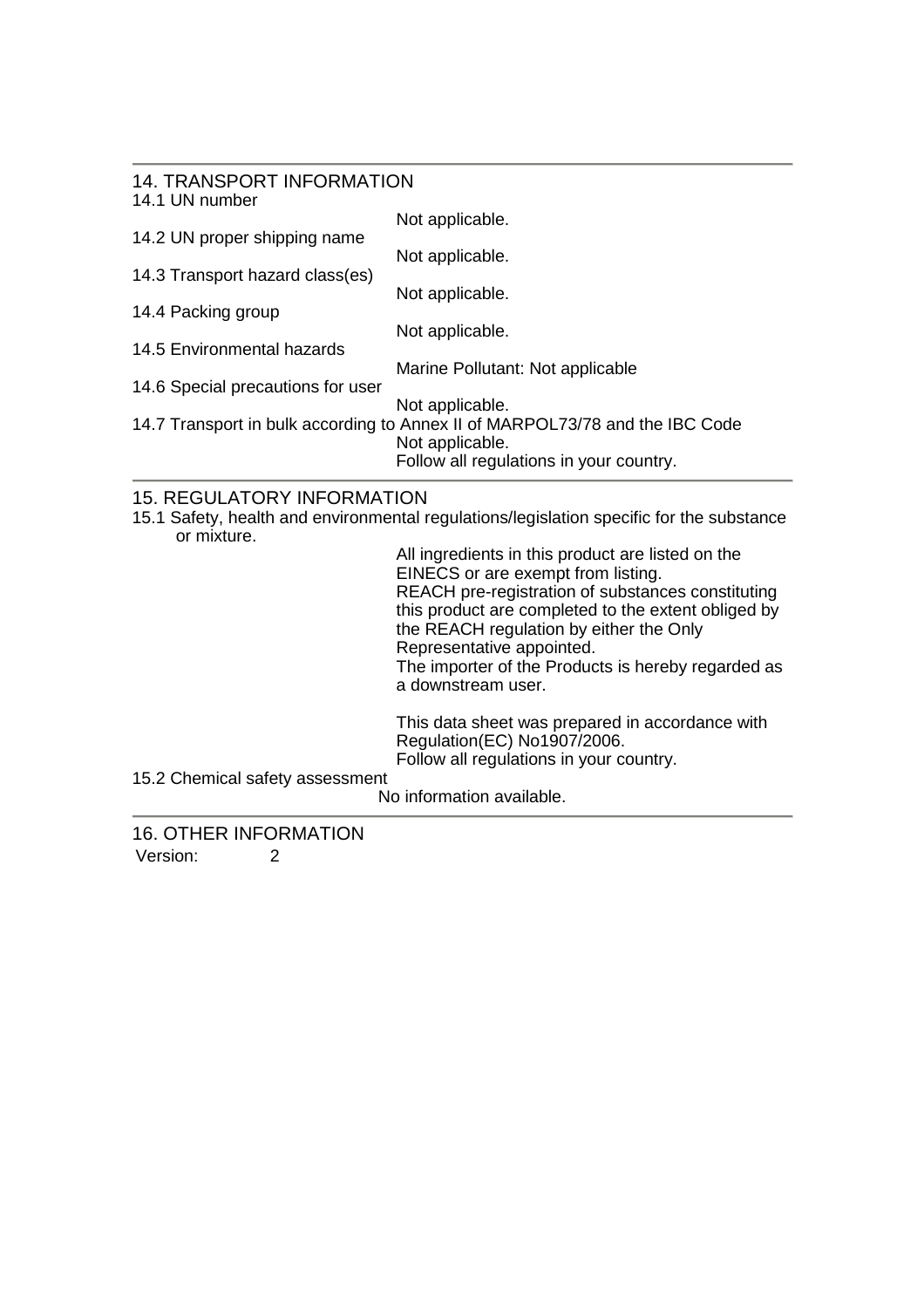## 14. TRANSPORT INFORMATION

14.1 UN number

Not applicable.

14.2 UN proper shipping name

Not applicable.

14.3 Transport hazard class(es)

Not applicable.

14.4 Packing group

Not applicable.

14.5 Environmental hazards

Marine Pollutant: Not applicable

14.6 Special precautions for user

Not applicable.

14.7 Transport in bulk according to Annex II of MARPOL73/78 and the IBC Code

Not applicable.
Follow all regulations in your country.

## 15. REGULATORY INFORMATION

15.1 Safety, health and environmental regulations/legislation specific for the substance or mixture.

All ingredients in this product are listed on the EINECS or are exempt from listing.
REACH pre-registration of substances constituting this product are completed to the extent obliged by the REACH regulation by either the Only Representative appointed.
The importer of the Products is hereby regarded as a downstream user.

This data sheet was prepared in accordance with Regulation(EC) No1907/2006.
Follow all regulations in your country.

15.2 Chemical safety assessment

No information available.

## 16. OTHER INFORMATION

Version: 2